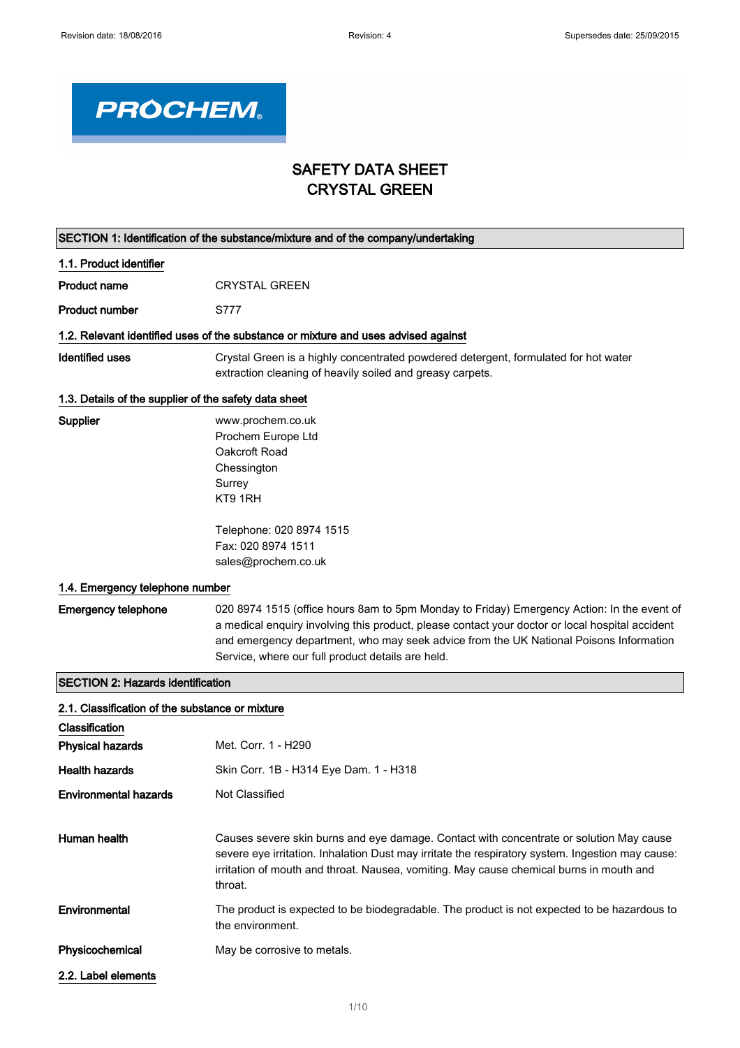# SAFETY DATA SHEET
# CRYSTAL GREEN

## SECTION 1: Identification of the substance/mixture and of the company/undertaking

### 1.1. Product identifier

**Product name** CRYSTAL GREEN

**Product number** S777

### 1.2. Relevant identified uses of the substance or mixture and uses advised against

**Identified uses** Crystal Green is a highly concentrated powdered detergent, formulated for hot water extraction cleaning of heavily soiled and greasy carpets.

### 1.3. Details of the supplier of the safety data sheet

**Supplier**
www.prochem.co.uk
Prochem Europe Ltd
Oakcroft Road
Chessington
Surrey
KT9 1RH

Telephone: 020 8974 1515
Fax: 020 8974 1511
sales@prochem.co.uk

### 1.4. Emergency telephone number

**Emergency telephone** 020 8974 1515 (office hours 8am to 5pm Monday to Friday) Emergency Action: In the event of a medical enquiry involving this product, please contact your doctor or local hospital accident and emergency department, who may seek advice from the UK National Poisons Information Service, where our full product details are held.

## SECTION 2: Hazards identification

### 2.1. Classification of the substance or mixture

**Classification**

**Physical hazards** Met. Corr. 1 - H290

**Health hazards** Skin Corr. 1B - H314 Eye Dam. 1 - H318

**Environmental hazards** Not Classified

**Human health** Causes severe skin burns and eye damage. Contact with concentrate or solution May cause severe eye irritation. Inhalation Dust may irritate the respiratory system. Ingestion may cause: irritation of mouth and throat. Nausea, vomiting. May cause chemical burns in mouth and throat.

**Environmental** The product is expected to be biodegradable. The product is not expected to be hazardous to the environment.

**Physicochemical** May be corrosive to metals.

### 2.2. Label elements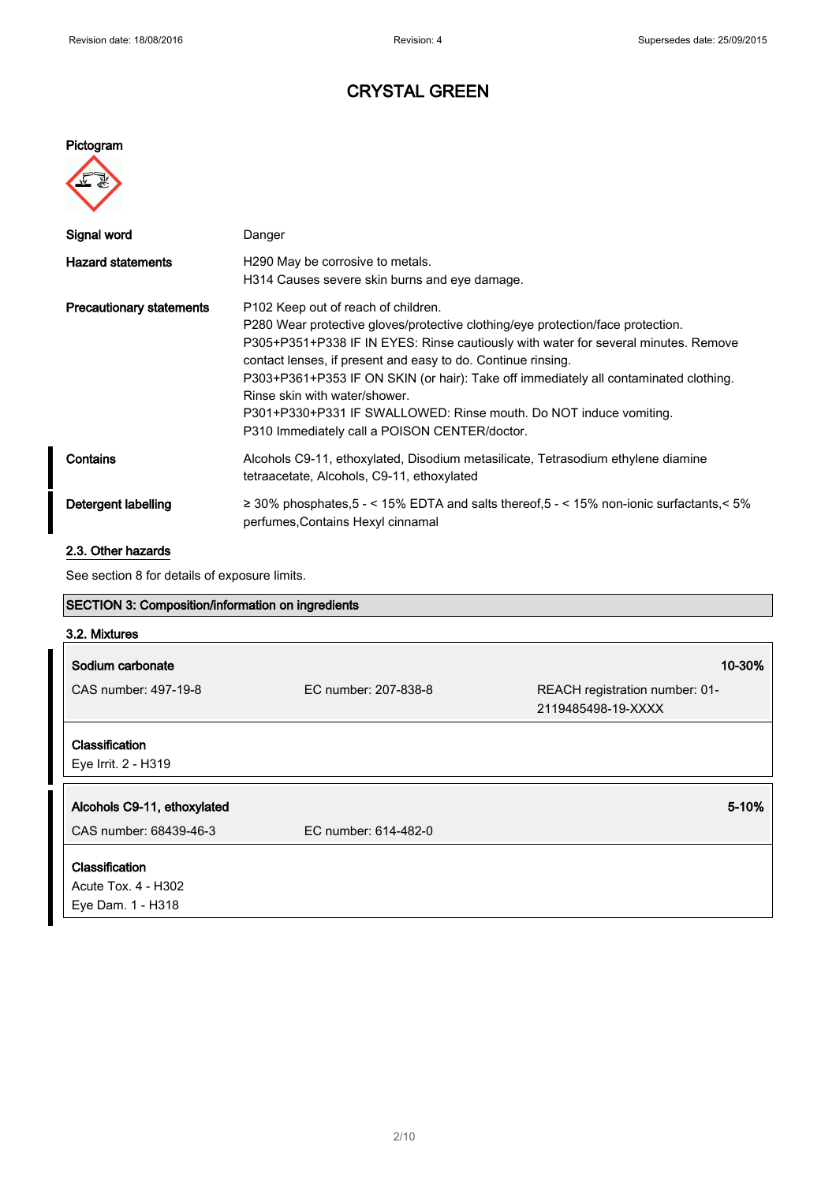**Pictogram**

| | |
|---|---|
| **Signal word** | Danger |
| **Hazard statements** | H290 May be corrosive to metals.<br>H314 Causes severe skin burns and eye damage. |
| **Precautionary statements** | P102 Keep out of reach of children.<br>P280 Wear protective gloves/protective clothing/eye protection/face protection.<br>P305+P351+P338 IF IN EYES: Rinse cautiously with water for several minutes. Remove contact lenses, if present and easy to do. Continue rinsing.<br>P303+P361+P353 IF ON SKIN (or hair): Take off immediately all contaminated clothing. Rinse skin with water/shower.<br>P301+P330+P331 IF SWALLOWED: Rinse mouth. Do NOT induce vomiting.<br>P310 Immediately call a POISON CENTER/doctor. |
| **Contains** | Alcohols C9-11, ethoxylated, Disodium metasilicate, Tetrasodium ethylene diamine tetraacetate, Alcohols, C9-11, ethoxylated |
| **Detergent labelling** | ≥ 30% phosphates,5 - < 15% EDTA and salts thereof,5 - < 15% non-ionic surfactants,< 5% perfumes,Contains Hexyl cinnamal |

## 2.3. Other hazards

See section 8 for details of exposure limits.

## SECTION 3: Composition/information on ingredients

### 3.2. Mixtures

| **Sodium carbonate** | | **10-30%** |
|---|---|---|
| CAS number: 497-19-8 | EC number: 207-838-8 | REACH registration number: 01-2119485498-19-XXXX |

**Classification**
Eye Irrit. 2 - H319

| **Alcohols C9-11, ethoxylated** | | **5-10%** |
|---|---|---|
| CAS number: 68439-46-3 | EC number: 614-482-0 | |

**Classification**
Acute Tox. 4 - H302
Eye Dam. 1 - H318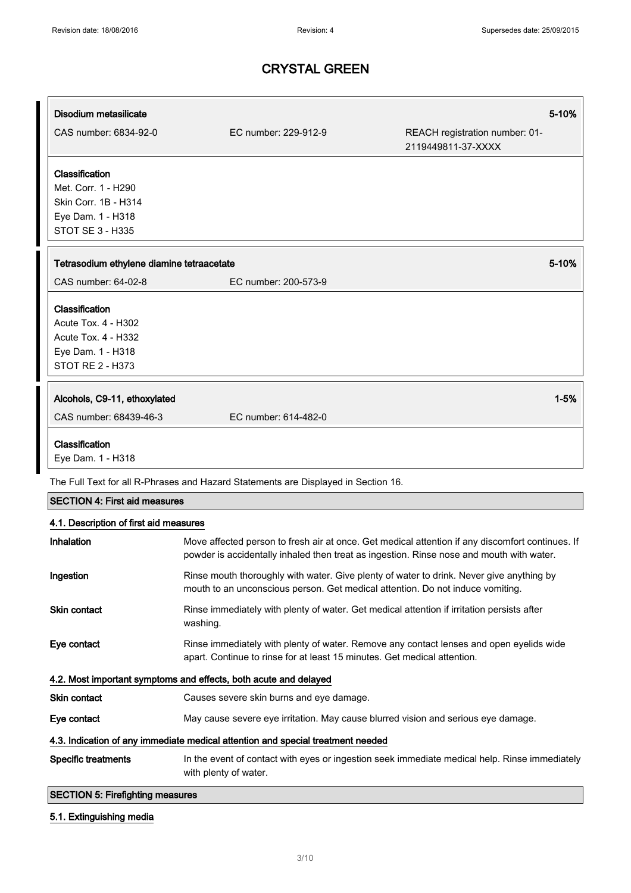**Disodium metasilicate** 5-10%

CAS number: 6834-92-0 | EC number: 229-912-9 | REACH registration number: 01-2119449811-37-XXXX

**Classification**
Met. Corr. 1 - H290
Skin Corr. 1B - H314
Eye Dam. 1 - H318
STOT SE 3 - H335

**Tetrasodium ethylene diamine tetraacetate** 5-10%

CAS number: 64-02-8 | EC number: 200-573-9

**Classification**
Acute Tox. 4 - H302
Acute Tox. 4 - H332
Eye Dam. 1 - H318
STOT RE 2 - H373

**Alcohols, C9-11, ethoxylated** 1-5%

CAS number: 68439-46-3 | EC number: 614-482-0

**Classification**
Eye Dam. 1 - H318

The Full Text for all R-Phrases and Hazard Statements are Displayed in Section 16.

## SECTION 4: First aid measures

### 4.1. Description of first aid measures

**Inhalation** Move affected person to fresh air at once. Get medical attention if any discomfort continues. If powder is accidentally inhaled then treat as ingestion. Rinse nose and mouth with water.

**Ingestion** Rinse mouth thoroughly with water. Give plenty of water to drink. Never give anything by mouth to an unconscious person. Get medical attention. Do not induce vomiting.

**Skin contact** Rinse immediately with plenty of water. Get medical attention if irritation persists after washing.

**Eye contact** Rinse immediately with plenty of water. Remove any contact lenses and open eyelids wide apart. Continue to rinse for at least 15 minutes. Get medical attention.

### 4.2. Most important symptoms and effects, both acute and delayed

**Skin contact** Causes severe skin burns and eye damage.

**Eye contact** May cause severe eye irritation. May cause blurred vision and serious eye damage.

### 4.3. Indication of any immediate medical attention and special treatment needed

**Specific treatments** In the event of contact with eyes or ingestion seek immediate medical help. Rinse immediately with plenty of water.

## SECTION 5: Firefighting measures

### 5.1. Extinguishing media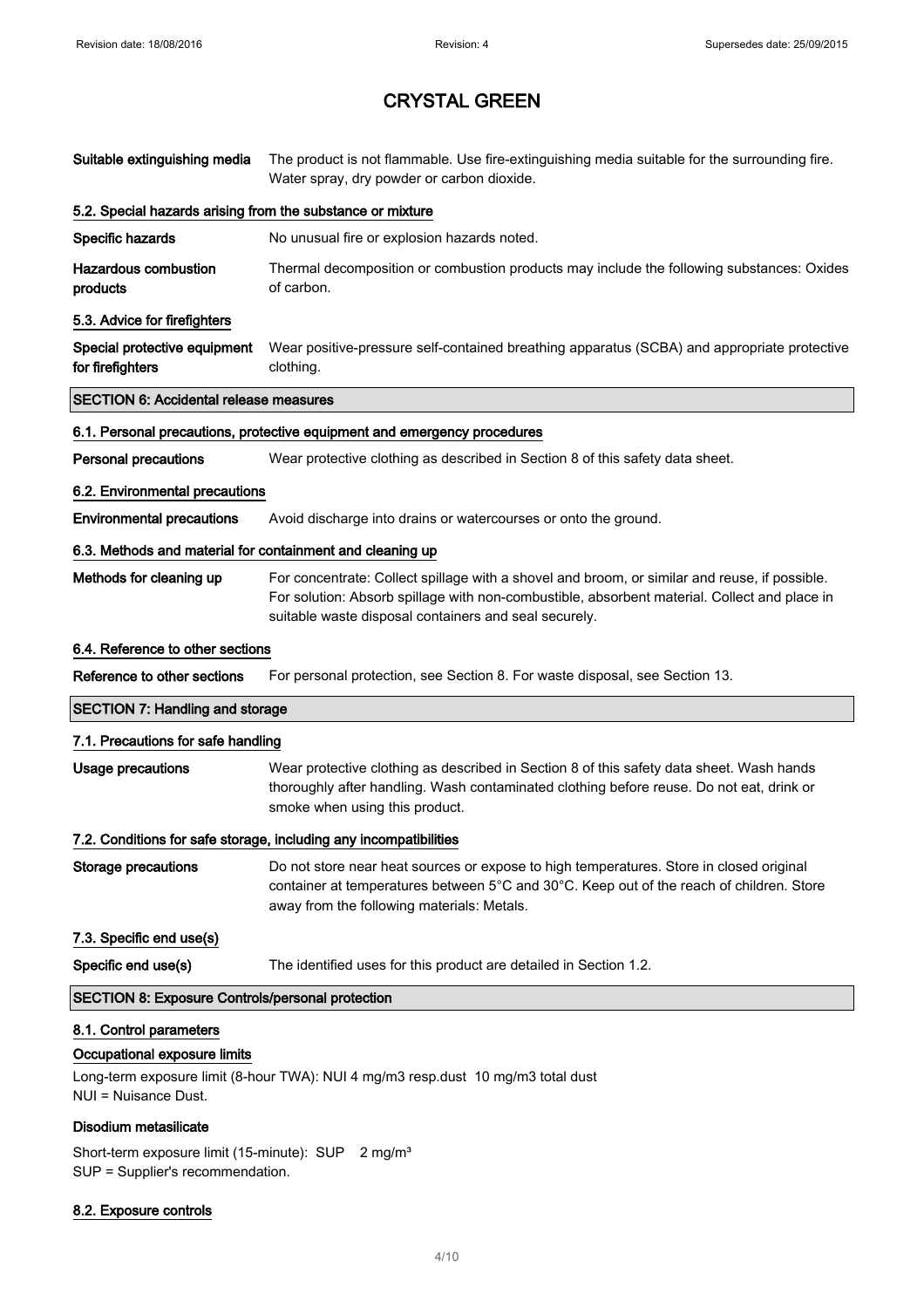# CRYSTAL GREEN

**Suitable extinguishing media** The product is not flammable. Use fire-extinguishing media suitable for the surrounding fire. Water spray, dry powder or carbon dioxide.

### 5.2. Special hazards arising from the substance or mixture

**Specific hazards** No unusual fire or explosion hazards noted.

**Hazardous combustion products** Thermal decomposition or combustion products may include the following substances: Oxides of carbon.

### 5.3. Advice for firefighters

**Special protective equipment for firefighters** Wear positive-pressure self-contained breathing apparatus (SCBA) and appropriate protective clothing.

## SECTION 6: Accidental release measures

### 6.1. Personal precautions, protective equipment and emergency procedures

**Personal precautions** Wear protective clothing as described in Section 8 of this safety data sheet.

### 6.2. Environmental precautions

**Environmental precautions** Avoid discharge into drains or watercourses or onto the ground.

### 6.3. Methods and material for containment and cleaning up

**Methods for cleaning up** For concentrate: Collect spillage with a shovel and broom, or similar and reuse, if possible. For solution: Absorb spillage with non-combustible, absorbent material. Collect and place in suitable waste disposal containers and seal securely.

### 6.4. Reference to other sections

**Reference to other sections** For personal protection, see Section 8. For waste disposal, see Section 13.

## SECTION 7: Handling and storage

### 7.1. Precautions for safe handling

**Usage precautions** Wear protective clothing as described in Section 8 of this safety data sheet. Wash hands thoroughly after handling. Wash contaminated clothing before reuse. Do not eat, drink or smoke when using this product.

### 7.2. Conditions for safe storage, including any incompatibilities

**Storage precautions** Do not store near heat sources or expose to high temperatures. Store in closed original container at temperatures between 5°C and 30°C. Keep out of the reach of children. Store away from the following materials: Metals.

### 7.3. Specific end use(s)

**Specific end use(s)** The identified uses for this product are detailed in Section 1.2.

## SECTION 8: Exposure Controls/personal protection

### 8.1. Control parameters

**Occupational exposure limits**

Long-term exposure limit (8-hour TWA): NUI 4 mg/m3 resp.dust 10 mg/m3 total dust
NUI = Nuisance Dust.

**Disodium metasilicate**

Short-term exposure limit (15-minute): SUP 2 mg/m³
SUP = Supplier's recommendation.

### 8.2. Exposure controls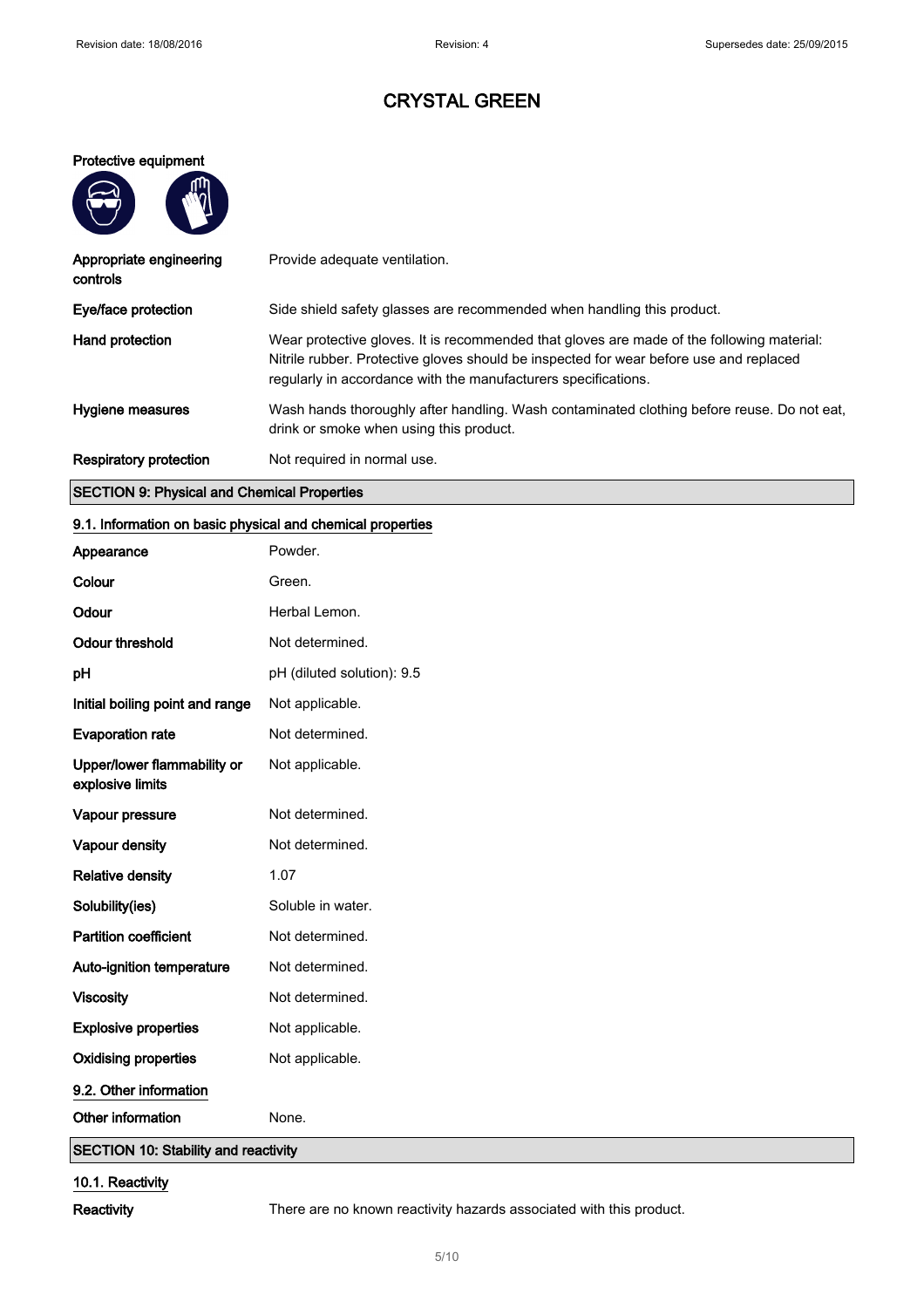# CRYSTAL GREEN

**Protective equipment**

| | |
|---|---|
| **Appropriate engineering controls** | Provide adequate ventilation. |
| **Eye/face protection** | Side shield safety glasses are recommended when handling this product. |
| **Hand protection** | Wear protective gloves. It is recommended that gloves are made of the following material: Nitrile rubber. Protective gloves should be inspected for wear before use and replaced regularly in accordance with the manufacturers specifications. |
| **Hygiene measures** | Wash hands thoroughly after handling. Wash contaminated clothing before reuse. Do not eat, drink or smoke when using this product. |
| **Respiratory protection** | Not required in normal use. |

## SECTION 9: Physical and Chemical Properties

### 9.1. Information on basic physical and chemical properties

| | |
|---|---|
| **Appearance** | Powder. |
| **Colour** | Green. |
| **Odour** | Herbal Lemon. |
| **Odour threshold** | Not determined. |
| **pH** | pH (diluted solution): 9.5 |
| **Initial boiling point and range** | Not applicable. |
| **Evaporation rate** | Not determined. |
| **Upper/lower flammability or explosive limits** | Not applicable. |
| **Vapour pressure** | Not determined. |
| **Vapour density** | Not determined. |
| **Relative density** | 1.07 |
| **Solubility(ies)** | Soluble in water. |
| **Partition coefficient** | Not determined. |
| **Auto-ignition temperature** | Not determined. |
| **Viscosity** | Not determined. |
| **Explosive properties** | Not applicable. |
| **Oxidising properties** | Not applicable. |

### 9.2. Other information

| | |
|---|---|
| **Other information** | None. |

## SECTION 10: Stability and reactivity

### 10.1. Reactivity

| | |
|---|---|
| **Reactivity** | There are no known reactivity hazards associated with this product. |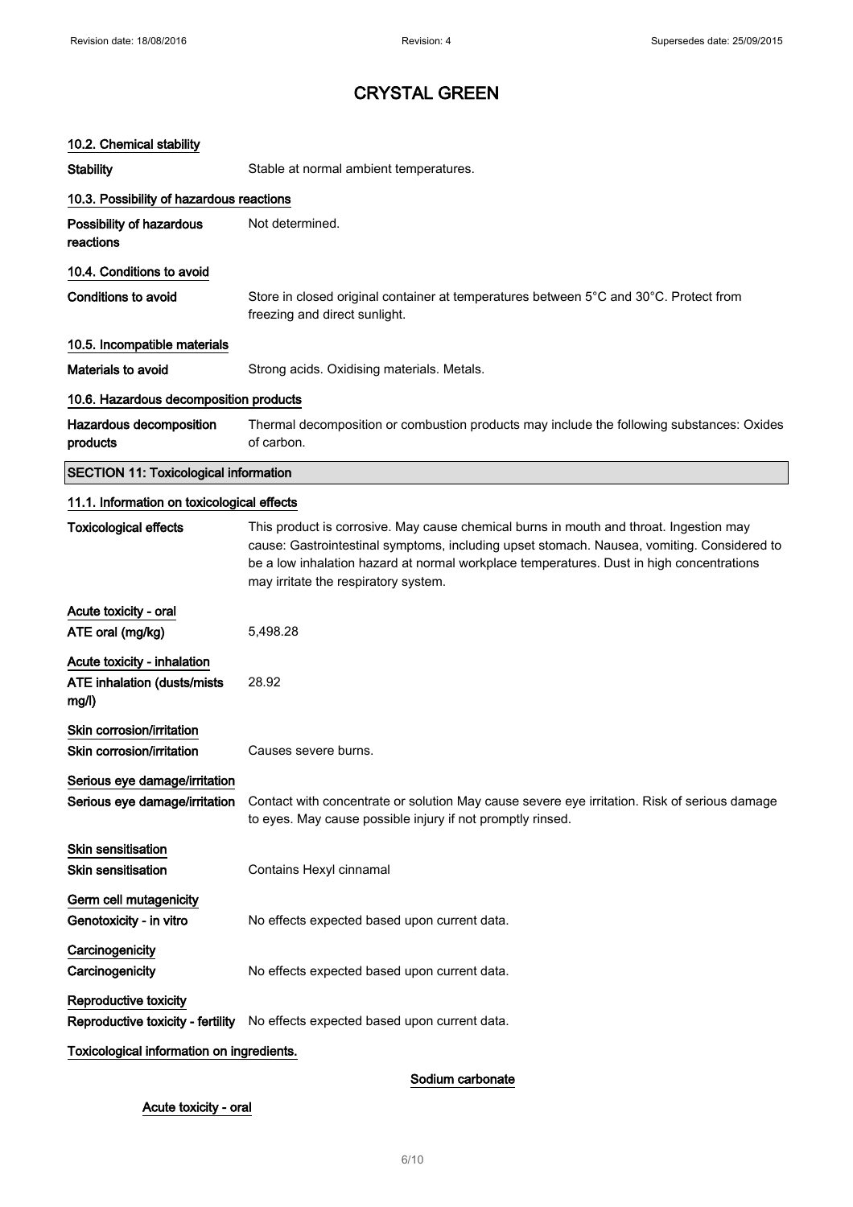# CRYSTAL GREEN

### 10.2. Chemical stability

**Stability** Stable at normal ambient temperatures.

### 10.3. Possibility of hazardous reactions

**Possibility of hazardous reactions** Not determined.

### 10.4. Conditions to avoid

**Conditions to avoid** Store in closed original container at temperatures between 5°C and 30°C. Protect from freezing and direct sunlight.

### 10.5. Incompatible materials

**Materials to avoid** Strong acids. Oxidising materials. Metals.

### 10.6. Hazardous decomposition products

**Hazardous decomposition products** Thermal decomposition or combustion products may include the following substances: Oxides of carbon.

## SECTION 11: Toxicological information

### 11.1. Information on toxicological effects

**Toxicological effects** This product is corrosive. May cause chemical burns in mouth and throat. Ingestion may cause: Gastrointestinal symptoms, including upset stomach. Nausea, vomiting. Considered to be a low inhalation hazard at normal workplace temperatures. Dust in high concentrations may irritate the respiratory system.

**Acute toxicity - oral**

**ATE oral (mg/kg)** 5,498.28

**Acute toxicity - inhalation**

**ATE inhalation (dusts/mists mg/l)** 28.92

**Skin corrosion/irritation**

**Skin corrosion/irritation** Causes severe burns.

**Serious eye damage/irritation**

**Serious eye damage/irritation** Contact with concentrate or solution May cause severe eye irritation. Risk of serious damage to eyes. May cause possible injury if not promptly rinsed.

**Skin sensitisation**

**Skin sensitisation** Contains Hexyl cinnamal

**Germ cell mutagenicity**

**Genotoxicity - in vitro** No effects expected based upon current data.

**Carcinogenicity**

**Carcinogenicity** No effects expected based upon current data.

**Reproductive toxicity**

**Reproductive toxicity - fertility** No effects expected based upon current data.

**Toxicological information on ingredients.**

**Sodium carbonate**

**Acute toxicity - oral**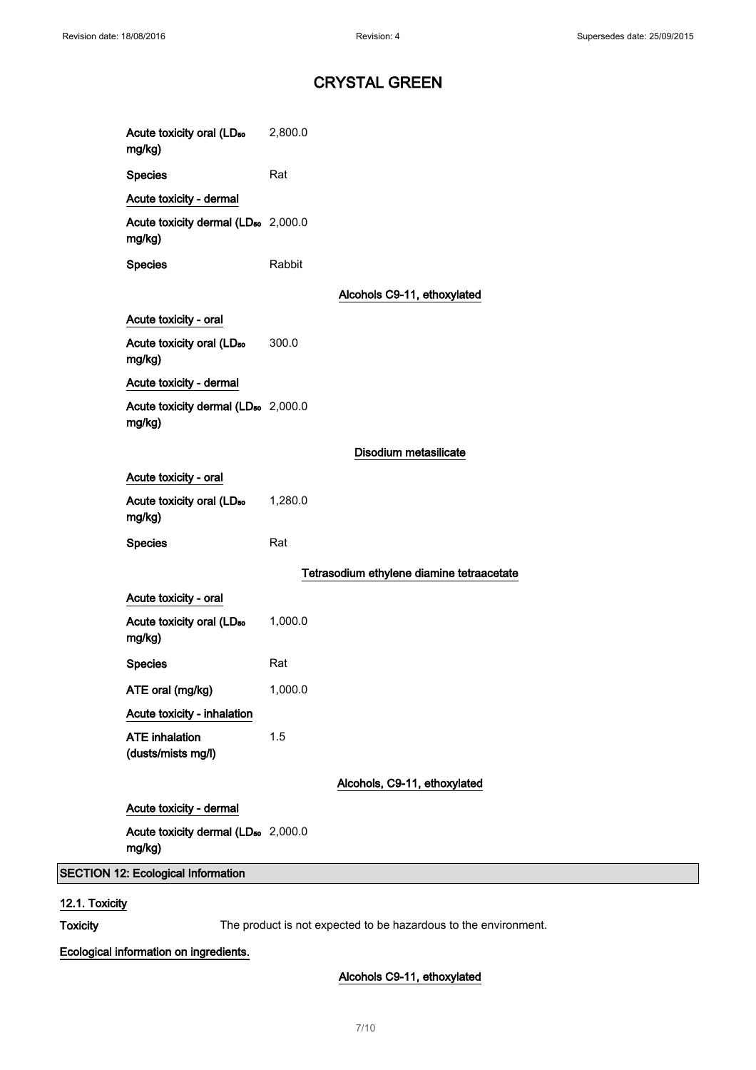# CRYSTAL GREEN

| | |
|---|---|
| Acute toxicity oral ($LD_{50}$ mg/kg) | 2,800.0 |
| Species | Rat |

Acute toxicity - dermal

| | |
|---|---|
| Acute toxicity dermal ($LD_{50}$ mg/kg) | 2,000.0 |
| Species | Rabbit |

### Alcohols C9-11, ethoxylated

Acute toxicity - oral

| | |
|---|---|
| Acute toxicity oral ($LD_{50}$ mg/kg) | 300.0 |

Acute toxicity - dermal

| | |
|---|---|
| Acute toxicity dermal ($LD_{50}$ mg/kg) | 2,000.0 |

### Disodium metasilicate

Acute toxicity - oral

| | |
|---|---|
| Acute toxicity oral ($LD_{50}$ mg/kg) | 1,280.0 |
| Species | Rat |

### Tetrasodium ethylene diamine tetraacetate

Acute toxicity - oral

| | |
|---|---|
| Acute toxicity oral ($LD_{50}$ mg/kg) | 1,000.0 |
| Species | Rat |
| ATE oral (mg/kg) | 1,000.0 |

Acute toxicity - inhalation

| | |
|---|---|
| ATE inhalation (dusts/mists mg/l) | 1.5 |

### Alcohols, C9-11, ethoxylated

Acute toxicity - dermal

| | |
|---|---|
| Acute toxicity dermal ($LD_{50}$ mg/kg) | 2,000.0 |

## SECTION 12: Ecological Information

### 12.1. Toxicity

**Toxicity** The product is not expected to be hazardous to the environment.

**Ecological information on ingredients.**

### Alcohols C9-11, ethoxylated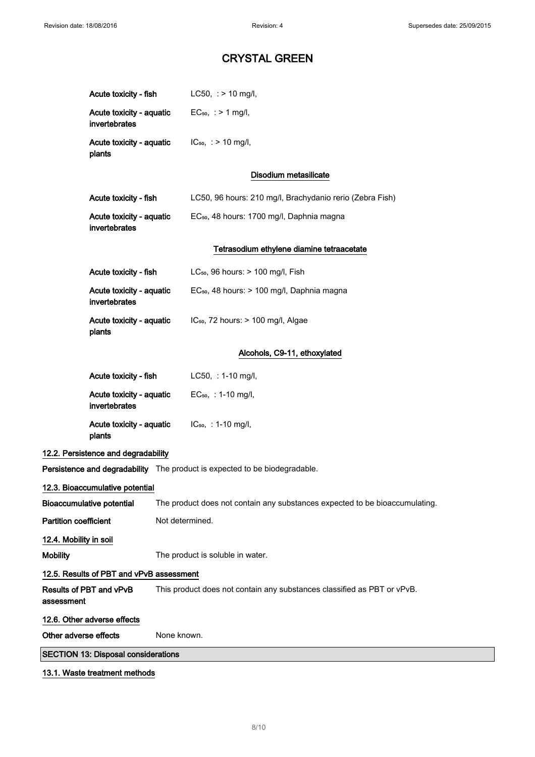# CRYSTAL GREEN

| | |
|---|---|
| **Acute toxicity - fish** | LC50, : > 10 mg/l, |
| **Acute toxicity - aquatic invertebrates** | $EC_{50}$, : > 1 mg/l, |
| **Acute toxicity - aquatic plants** | $IC_{50}$, : > 10 mg/l, |

**Disodium metasilicate**

| | |
|---|---|
| **Acute toxicity - fish** | LC50, 96 hours: 210 mg/l, Brachydanio rerio (Zebra Fish) |
| **Acute toxicity - aquatic invertebrates** | $EC_{50}$, 48 hours: 1700 mg/l, Daphnia magna |

**Tetrasodium ethylene diamine tetraacetate**

| | |
|---|---|
| **Acute toxicity - fish** | $LC_{50}$, 96 hours: > 100 mg/l, Fish |
| **Acute toxicity - aquatic invertebrates** | $EC_{50}$, 48 hours: > 100 mg/l, Daphnia magna |
| **Acute toxicity - aquatic plants** | $IC_{50}$, 72 hours: > 100 mg/l, Algae |

**Alcohols, C9-11, ethoxylated**

| | |
|---|---|
| **Acute toxicity - fish** | LC50, : 1-10 mg/l, |
| **Acute toxicity - aquatic invertebrates** | $EC_{50}$, : 1-10 mg/l, |
| **Acute toxicity - aquatic plants** | $IC_{50}$, : 1-10 mg/l, |

### 12.2. Persistence and degradability

**Persistence and degradability** The product is expected to be biodegradable.

### 12.3. Bioaccumulative potential

**Bioaccumulative potential** The product does not contain any substances expected to be bioaccumulating.

**Partition coefficient** Not determined.

### 12.4. Mobility in soil

**Mobility** The product is soluble in water.

### 12.5. Results of PBT and vPvB assessment

**Results of PBT and vPvB assessment** This product does not contain any substances classified as PBT or vPvB.

### 12.6. Other adverse effects

**Other adverse effects** None known.

## SECTION 13: Disposal considerations

### 13.1. Waste treatment methods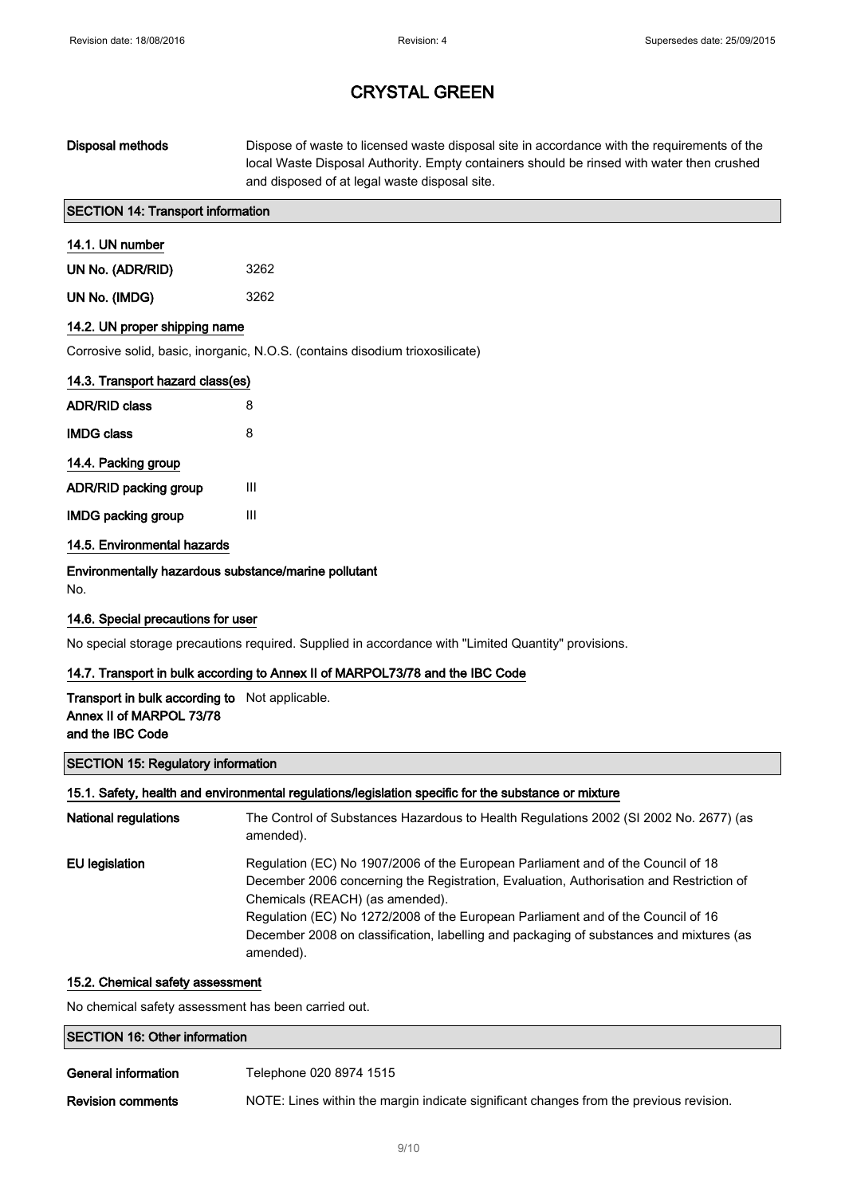# CRYSTAL GREEN

| | |
|---|---|
| **Disposal methods** | Dispose of waste to licensed waste disposal site in accordance with the requirements of the local Waste Disposal Authority. Empty containers should be rinsed with water then crushed and disposed of at legal waste disposal site. |

## SECTION 14: Transport information

### 14.1. UN number

| | |
|---|---|
| **UN No. (ADR/RID)** | 3262 |
| **UN No. (IMDG)** | 3262 |

### 14.2. UN proper shipping name

Corrosive solid, basic, inorganic, N.O.S. (contains disodium trioxosilicate)

### 14.3. Transport hazard class(es)

| | |
|---|---|
| **ADR/RID class** | 8 |
| **IMDG class** | 8 |

### 14.4. Packing group

| | |
|---|---|
| **ADR/RID packing group** | III |
| **IMDG packing group** | III |

### 14.5. Environmental hazards

**Environmentally hazardous substance/marine pollutant**

No.

### 14.6. Special precautions for user

No special storage precautions required. Supplied in accordance with "Limited Quantity" provisions.

### 14.7. Transport in bulk according to Annex II of MARPOL73/78 and the IBC Code

| | |
|---|---|
| **Transport in bulk according to Annex II of MARPOL 73/78 and the IBC Code** | Not applicable. |

## SECTION 15: Regulatory information

### 15.1. Safety, health and environmental regulations/legislation specific for the substance or mixture

| | |
|---|---|
| **National regulations** | The Control of Substances Hazardous to Health Regulations 2002 (SI 2002 No. 2677) (as amended). |
| **EU legislation** | Regulation (EC) No 1907/2006 of the European Parliament and of the Council of 18 December 2006 concerning the Registration, Evaluation, Authorisation and Restriction of Chemicals (REACH) (as amended).<br>Regulation (EC) No 1272/2008 of the European Parliament and of the Council of 16 December 2008 on classification, labelling and packaging of substances and mixtures (as amended). |

### 15.2. Chemical safety assessment

No chemical safety assessment has been carried out.

## SECTION 16: Other information

| | |
|---|---|
| **General information** | Telephone 020 8974 1515 |
| **Revision comments** | NOTE: Lines within the margin indicate significant changes from the previous revision. |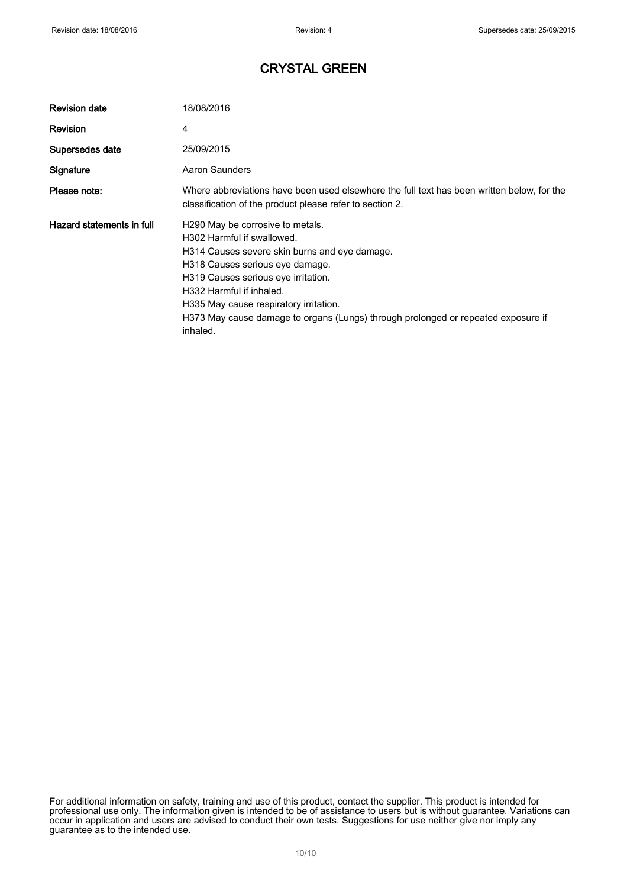# CRYSTAL GREEN

| | |
|---|---|
| **Revision date** | 18/08/2016 |
| **Revision** | 4 |
| **Supersedes date** | 25/09/2015 |
| **Signature** | Aaron Saunders |
| **Please note:** | Where abbreviations have been used elsewhere the full text has been written below, for the classification of the product please refer to section 2. |
| **Hazard statements in full** | H290 May be corrosive to metals.<br>H302 Harmful if swallowed.<br>H314 Causes severe skin burns and eye damage.<br>H318 Causes serious eye damage.<br>H319 Causes serious eye irritation.<br>H332 Harmful if inhaled.<br>H335 May cause respiratory irritation.<br>H373 May cause damage to organs (Lungs) through prolonged or repeated exposure if inhaled. |

For additional information on safety, training and use of this product, contact the supplier. This product is intended for professional use only. The information given is intended to be of assistance to users but is without guarantee. Variations can occur in application and users are advised to conduct their own tests. Suggestions for use neither give nor imply any guarantee as to the intended use.